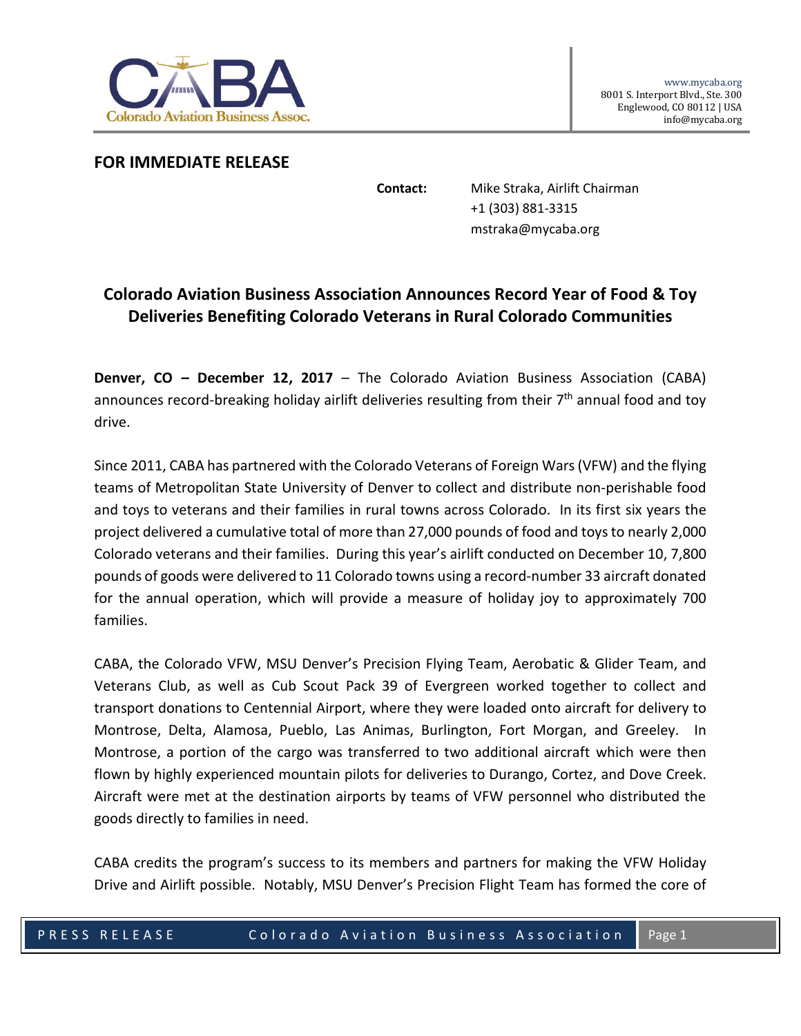Colorado Aviation Business Assoc.

www.mycaba.org
8001 S. Interport Blvd., Ste. 300
Englewood, CO 80112 | USA
info@mycaba.org

**FOR IMMEDIATE RELEASE**

**Contact:** Mike Straka, Airlift Chairman
+1 (303) 881-3315
mstraka@mycaba.org

## Colorado Aviation Business Association Announces Record Year of Food & Toy Deliveries Benefiting Colorado Veterans in Rural Colorado Communities

**Denver, CO – December 12, 2017** – The Colorado Aviation Business Association (CABA) announces record-breaking holiday airlift deliveries resulting from their 7th annual food and toy drive.

Since 2011, CABA has partnered with the Colorado Veterans of Foreign Wars (VFW) and the flying teams of Metropolitan State University of Denver to collect and distribute non-perishable food and toys to veterans and their families in rural towns across Colorado. In its first six years the project delivered a cumulative total of more than 27,000 pounds of food and toys to nearly 2,000 Colorado veterans and their families. During this year's airlift conducted on December 10, 7,800 pounds of goods were delivered to 11 Colorado towns using a record-number 33 aircraft donated for the annual operation, which will provide a measure of holiday joy to approximately 700 families.

CABA, the Colorado VFW, MSU Denver's Precision Flying Team, Aerobatic & Glider Team, and Veterans Club, as well as Cub Scout Pack 39 of Evergreen worked together to collect and transport donations to Centennial Airport, where they were loaded onto aircraft for delivery to Montrose, Delta, Alamosa, Pueblo, Las Animas, Burlington, Fort Morgan, and Greeley. In Montrose, a portion of the cargo was transferred to two additional aircraft which were then flown by highly experienced mountain pilots for deliveries to Durango, Cortez, and Dove Creek. Aircraft were met at the destination airports by teams of VFW personnel who distributed the goods directly to families in need.

CABA credits the program's success to its members and partners for making the VFW Holiday Drive and Airlift possible. Notably, MSU Denver's Precision Flight Team has formed the core of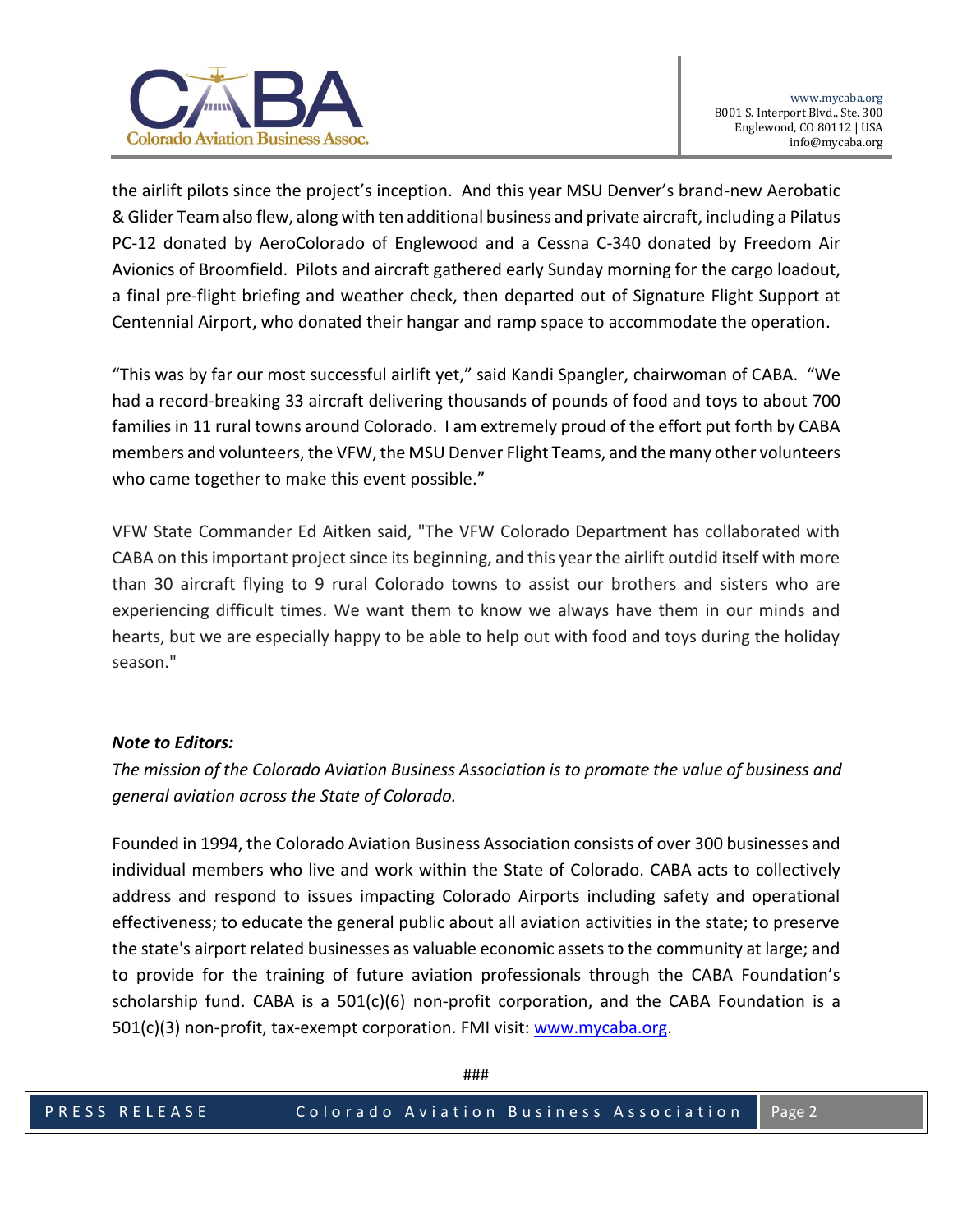the airlift pilots since the project's inception. And this year MSU Denver's brand-new Aerobatic & Glider Team also flew, along with ten additional business and private aircraft, including a Pilatus PC-12 donated by AeroColorado of Englewood and a Cessna C-340 donated by Freedom Air Avionics of Broomfield. Pilots and aircraft gathered early Sunday morning for the cargo loadout, a final pre-flight briefing and weather check, then departed out of Signature Flight Support at Centennial Airport, who donated their hangar and ramp space to accommodate the operation.

"This was by far our most successful airlift yet," said Kandi Spangler, chairwoman of CABA. "We had a record-breaking 33 aircraft delivering thousands of pounds of food and toys to about 700 families in 11 rural towns around Colorado. I am extremely proud of the effort put forth by CABA members and volunteers, the VFW, the MSU Denver Flight Teams, and the many other volunteers who came together to make this event possible."

VFW State Commander Ed Aitken said, "The VFW Colorado Department has collaborated with CABA on this important project since its beginning, and this year the airlift outdid itself with more than 30 aircraft flying to 9 rural Colorado towns to assist our brothers and sisters who are experiencing difficult times. We want them to know we always have them in our minds and hearts, but we are especially happy to be able to help out with food and toys during the holiday season."

***Note to Editors:***

*The mission of the Colorado Aviation Business Association is to promote the value of business and general aviation across the State of Colorado.*

Founded in 1994, the Colorado Aviation Business Association consists of over 300 businesses and individual members who live and work within the State of Colorado. CABA acts to collectively address and respond to issues impacting Colorado Airports including safety and operational effectiveness; to educate the general public about all aviation activities in the state; to preserve the state's airport related businesses as valuable economic assets to the community at large; and to provide for the training of future aviation professionals through the CABA Foundation's scholarship fund. CABA is a 501(c)(6) non-profit corporation, and the CABA Foundation is a 501(c)(3) non-profit, tax-exempt corporation. FMI visit: www.mycaba.org.

###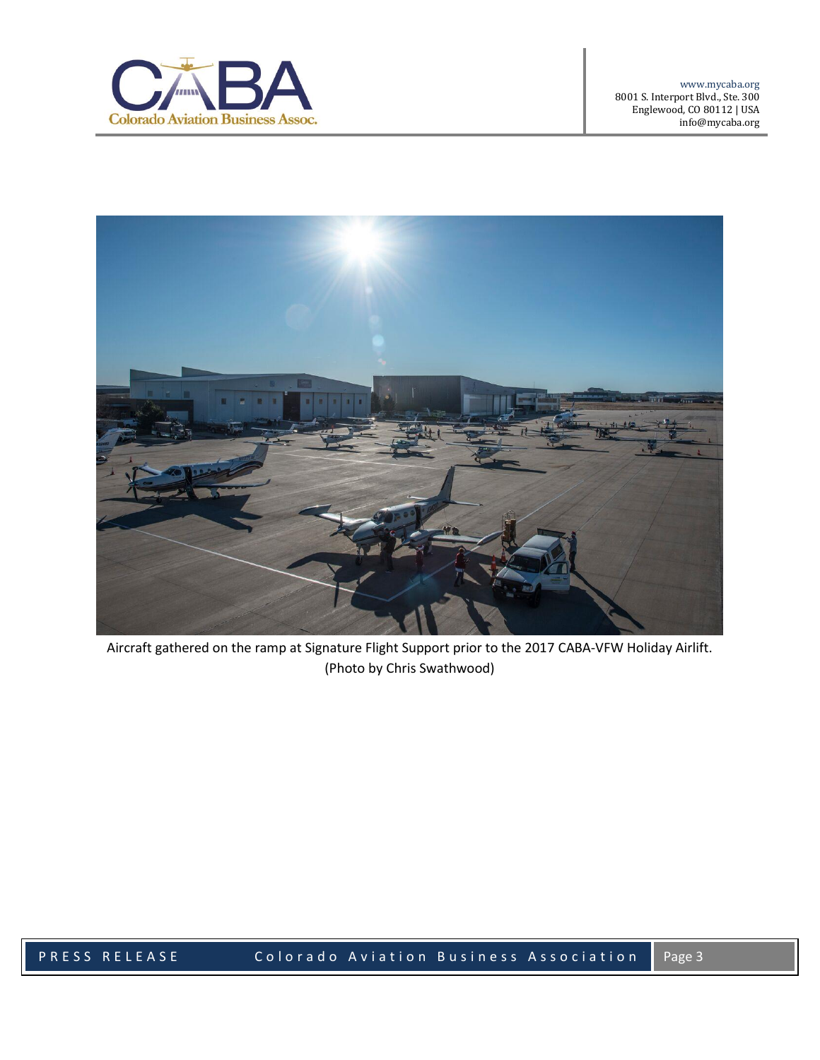Aircraft gathered on the ramp at Signature Flight Support prior to the 2017 CABA-VFW Holiday Airlift. (Photo by Chris Swathwood)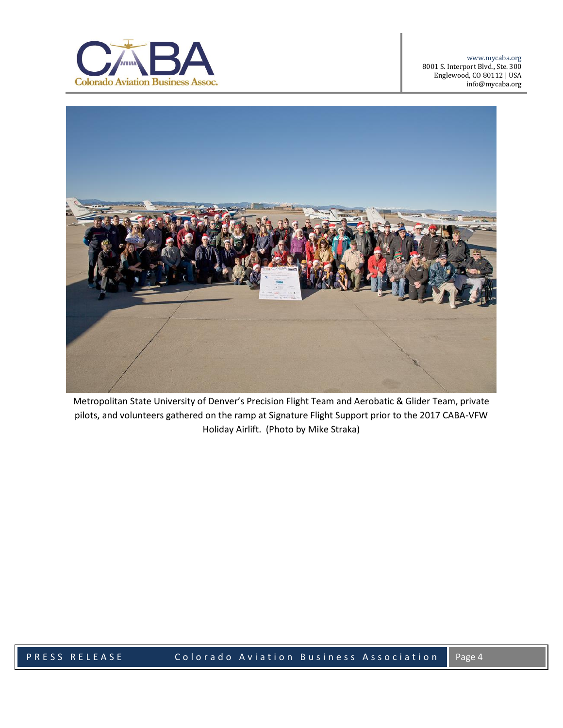Metropolitan State University of Denver's Precision Flight Team and Aerobatic & Glider Team, private pilots, and volunteers gathered on the ramp at Signature Flight Support prior to the 2017 CABA-VFW Holiday Airlift. (Photo by Mike Straka)